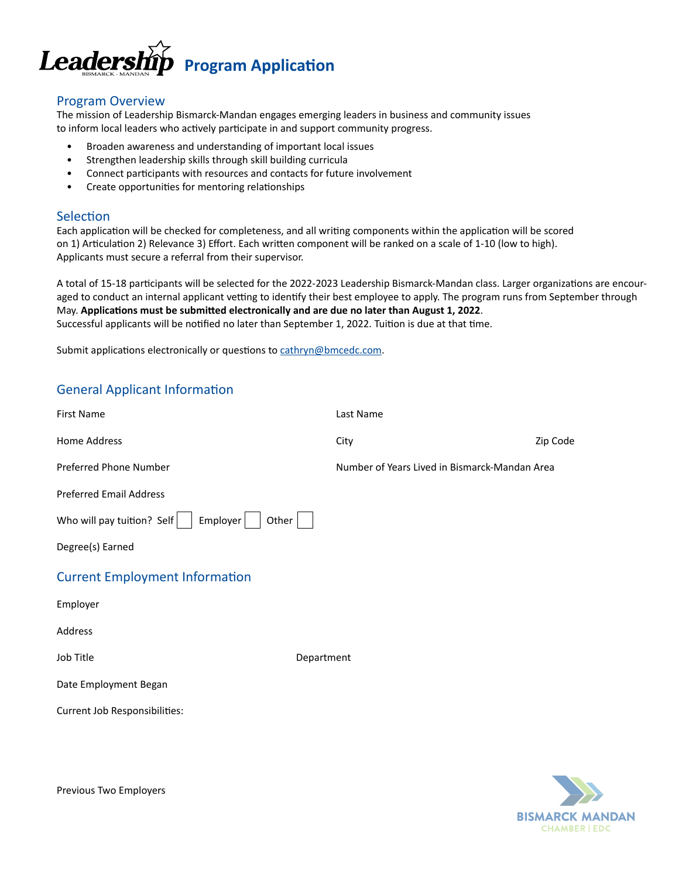# Leadership Program Application

BISMARCK - MANDAN

## Program Overview

The mission of Leadership Bismarck-Mandan engages emerging leaders in business and community issues to inform local leaders who actively participate in and support community progress.

- Broaden awareness and understanding of important local issues
- Strengthen leadership skills through skill building curricula
- Connect participants with resources and contacts for future involvement
- Create opportunities for mentoring relationships

## Selection

Each application will be checked for completeness, and all writing components within the application will be scored on 1) Articulation 2) Relevance 3) Effort. Each written component will be ranked on a scale of 1-10 (low to high). Applicants must secure a referral from their supervisor.

A total of 15-18 participants will be selected for the 2022-2023 Leadership Bismarck-Mandan class. Larger organizations are encouraged to conduct an internal applicant vetting to identify their best employee to apply. The program runs from September through May. **Applications must be submitted electronically and are due no later than August 1, 2022**.
Successful applicants will be notified no later than September 1, 2022. Tuition is due at that time.

Submit applications electronically or questions to [cathryn@bmcedc.com](mailto:cathryn@bmcedc.com).

## General Applicant Information

First Name

Last Name

Home Address

City

Zip Code

Preferred Phone Number

Number of Years Lived in Bismarck-Mandan Area

Preferred Email Address

Who will pay tuition? Self ☐ Employer ☐ Other ☐

Degree(s) Earned

## Current Employment Information

Employer

Address

Job Title

Department

Date Employment Began

Current Job Responsibilities:

Previous Two Employers

BISMARCK MANDAN CHAMBER | EDC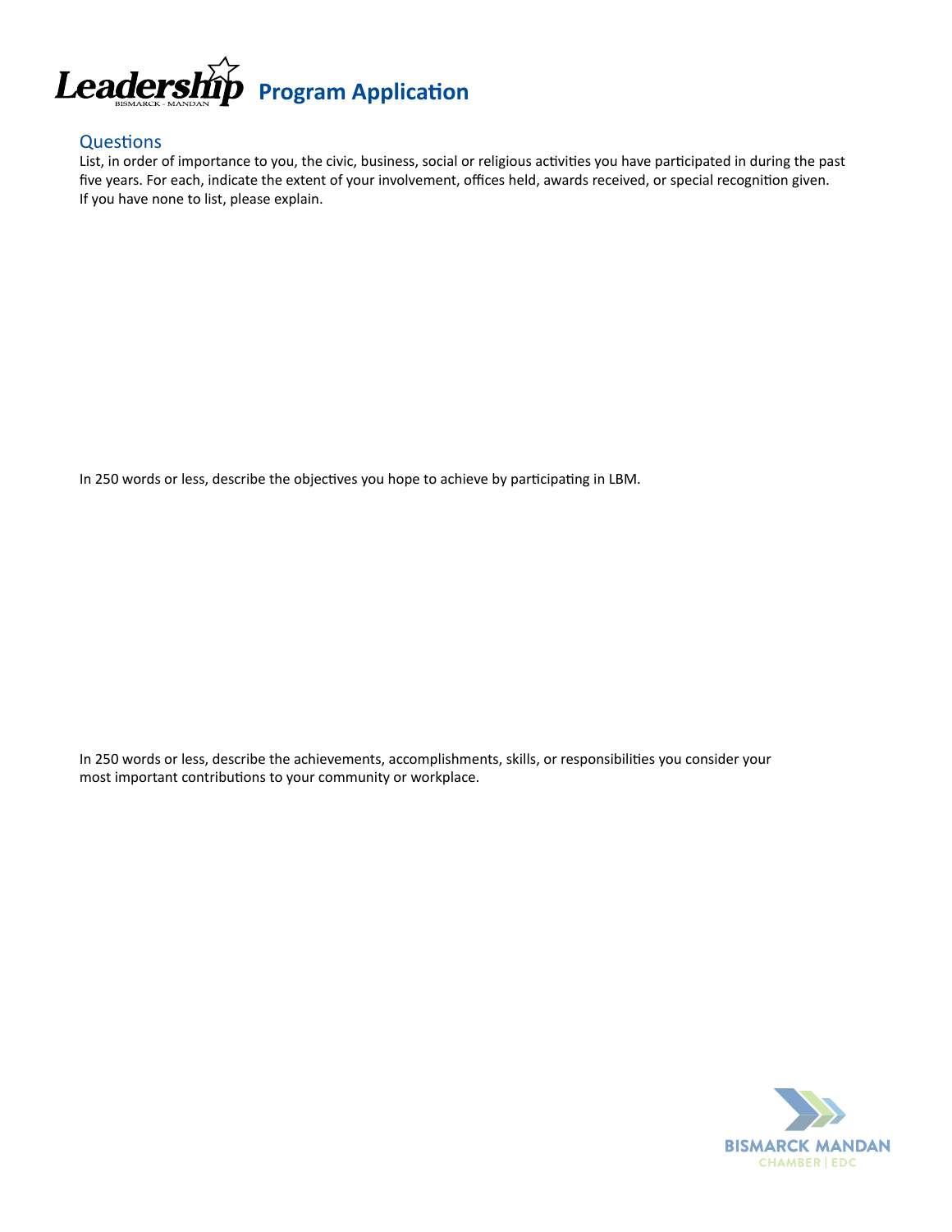# Leadership Program Application

## Questions

List, in order of importance to you, the civic, business, social or religious activities you have participated in during the past five years. For each, indicate the extent of your involvement, offices held, awards received, or special recognition given. If you have none to list, please explain.

In 250 words or less, describe the objectives you hope to achieve by participating in LBM.

In 250 words or less, describe the achievements, accomplishments, skills, or responsibilities you consider your most important contributions to your community or workplace.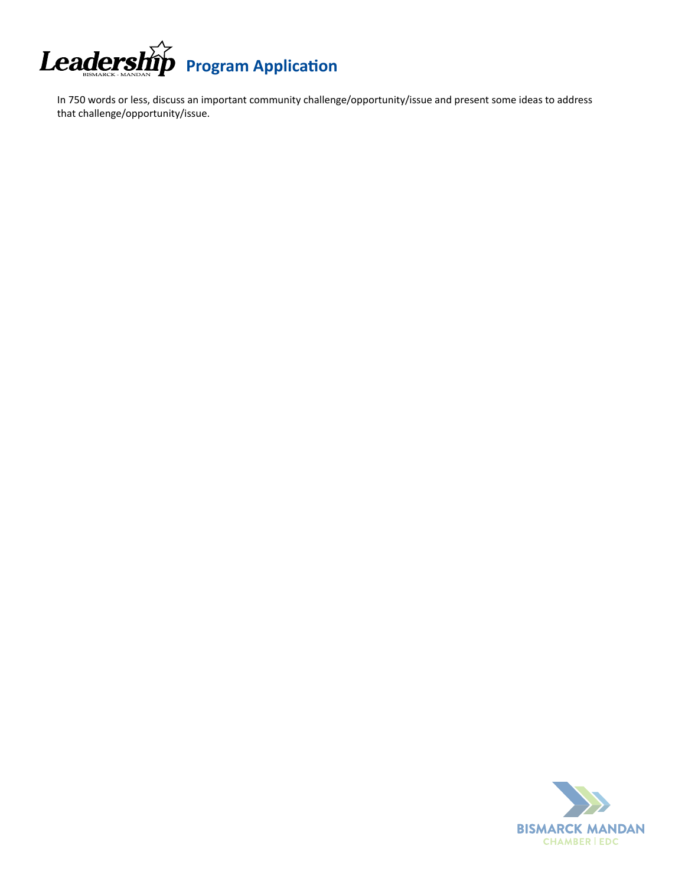# Leadership Program Application

In 750 words or less, discuss an important community challenge/opportunity/issue and present some ideas to address that challenge/opportunity/issue.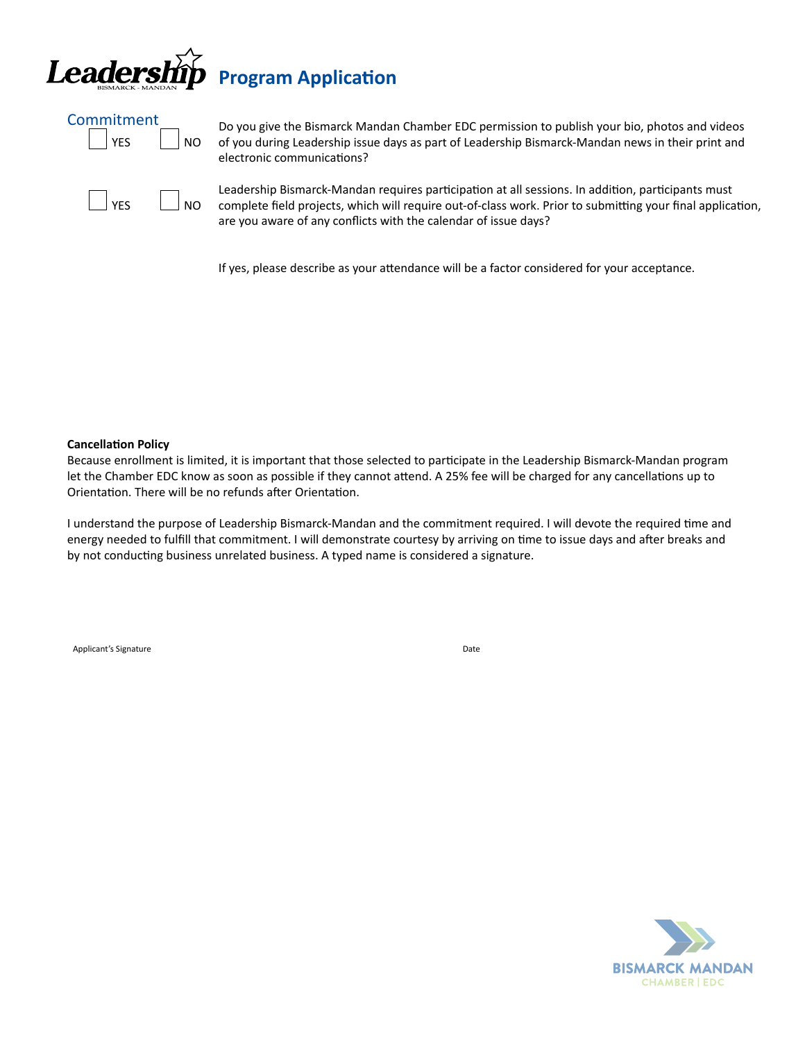# Leadership Program Application

BISMARCK - MANDAN

## Commitment

☐ YES ☐ NO

Do you give the Bismarck Mandan Chamber EDC permission to publish your bio, photos and videos of you during Leadership issue days as part of Leadership Bismarck-Mandan news in their print and electronic communications?

☐ YES ☐ NO

Leadership Bismarck-Mandan requires participation at all sessions. In addition, participants must complete field projects, which will require out-of-class work. Prior to submitting your final application, are you aware of any conflicts with the calendar of issue days?

If yes, please describe as your attendance will be a factor considered for your acceptance.

**Cancellation Policy**

Because enrollment is limited, it is important that those selected to participate in the Leadership Bismarck-Mandan program let the Chamber EDC know as soon as possible if they cannot attend. A 25% fee will be charged for any cancellations up to Orientation. There will be no refunds after Orientation.

I understand the purpose of Leadership Bismarck-Mandan and the commitment required. I will devote the required time and energy needed to fulfill that commitment. I will demonstrate courtesy by arriving on time to issue days and after breaks and by not conducting business unrelated business. A typed name is considered a signature.

Applicant's Signature

Date

BISMARCK MANDAN
CHAMBER | EDC